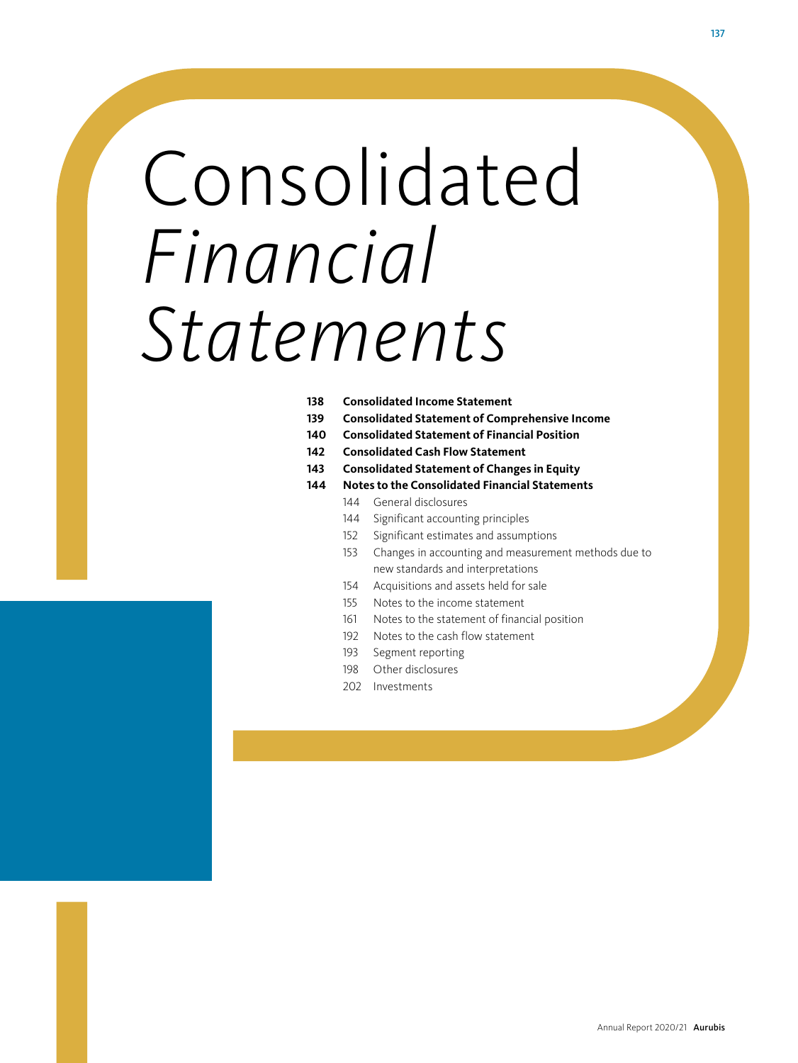# Consolidated *Financial Statements*

**138 Consolidated Income Statement**

**139 Consolidated Statement of Comprehensive Income**

**140 Consolidated Statement of Financial Position**

**142 Consolidated Cash Flow Statement**

**143 Consolidated Statement of Changes in Equity**

**144 Notes to the Consolidated Financial Statements**

- 144 General disclosures
- 144 Significant accounting principles
- 152 Significant estimates and assumptions
- 153 Changes in accounting and measurement methods due to new standards and interpretations
- 154 Acquisitions and assets held for sale
- 155 Notes to the income statement
- 161 Notes to the statement of financial position
- 192 Notes to the cash flow statement
- 193 Segment reporting
- 198 Other disclosures
- 202 Investments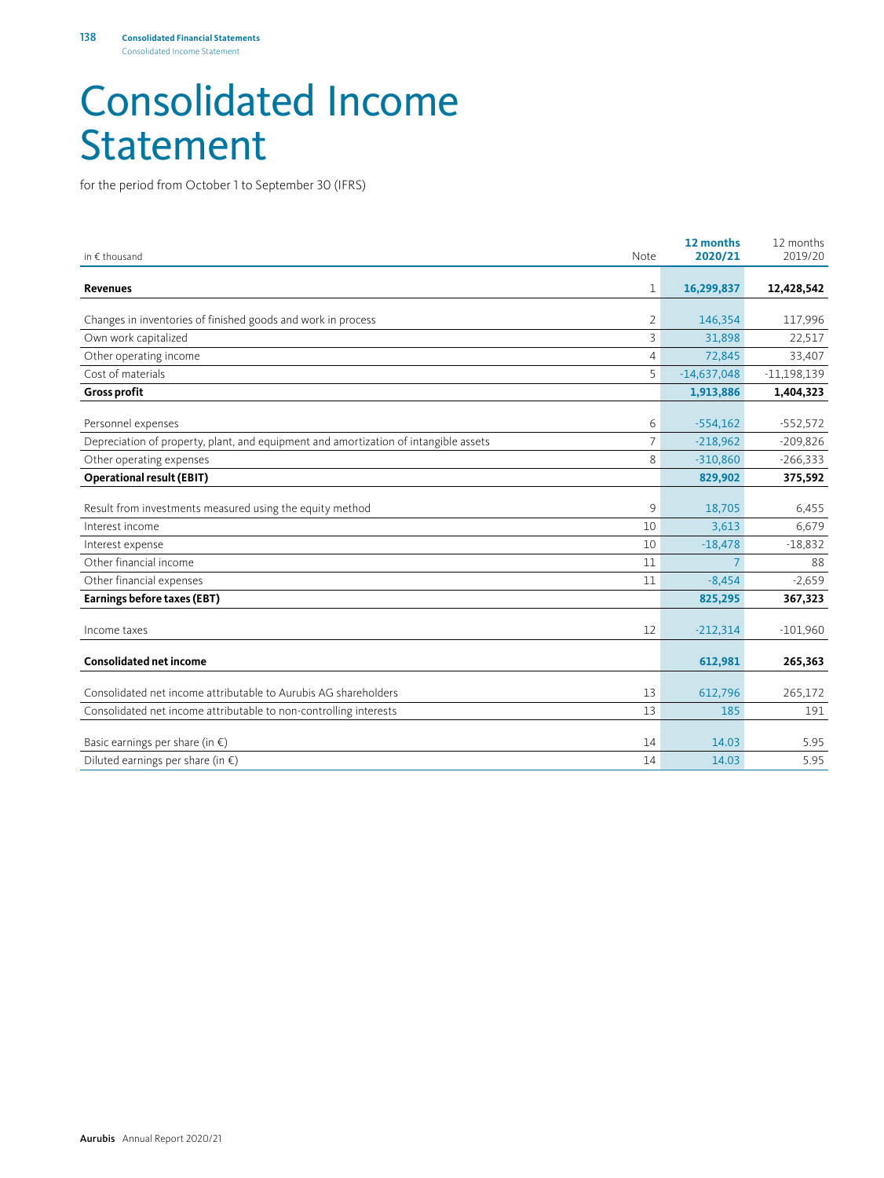# Consolidated Income Statement

for the period from October 1 to September 30 (IFRS)

| in € thousand | Note | 12 months 2020/21 | 12 months 2019/20 |
|---|---|---|---|
| **Revenues** | 1 | **16,299,837** | **12,428,542** |
| Changes in inventories of finished goods and work in process | 2 | 146,354 | 117,996 |
| Own work capitalized | 3 | 31,898 | 22,517 |
| Other operating income | 4 | 72,845 | 33,407 |
| Cost of materials | 5 | -14,637,048 | -11,198,139 |
| **Gross profit** | | **1,913,886** | **1,404,323** |
| Personnel expenses | 6 | -554,162 | -552,572 |
| Depreciation of property, plant, and equipment and amortization of intangible assets | 7 | -218,962 | -209,826 |
| Other operating expenses | 8 | -310,860 | -266,333 |
| **Operational result (EBIT)** | | **829,902** | **375,592** |
| Result from investments measured using the equity method | 9 | 18,705 | 6,455 |
| Interest income | 10 | 3,613 | 6,679 |
| Interest expense | 10 | -18,478 | -18,832 |
| Other financial income | 11 | 7 | 88 |
| Other financial expenses | 11 | -8,454 | -2,659 |
| **Earnings before taxes (EBT)** | | **825,295** | **367,323** |
| Income taxes | 12 | -212,314 | -101,960 |
| **Consolidated net income** | | **612,981** | **265,363** |
| Consolidated net income attributable to Aurubis AG shareholders | 13 | 612,796 | 265,172 |
| Consolidated net income attributable to non-controlling interests | 13 | 185 | 191 |
| Basic earnings per share (in €) | 14 | 14.03 | 5.95 |
| Diluted earnings per share (in €) | 14 | 14.03 | 5.95 |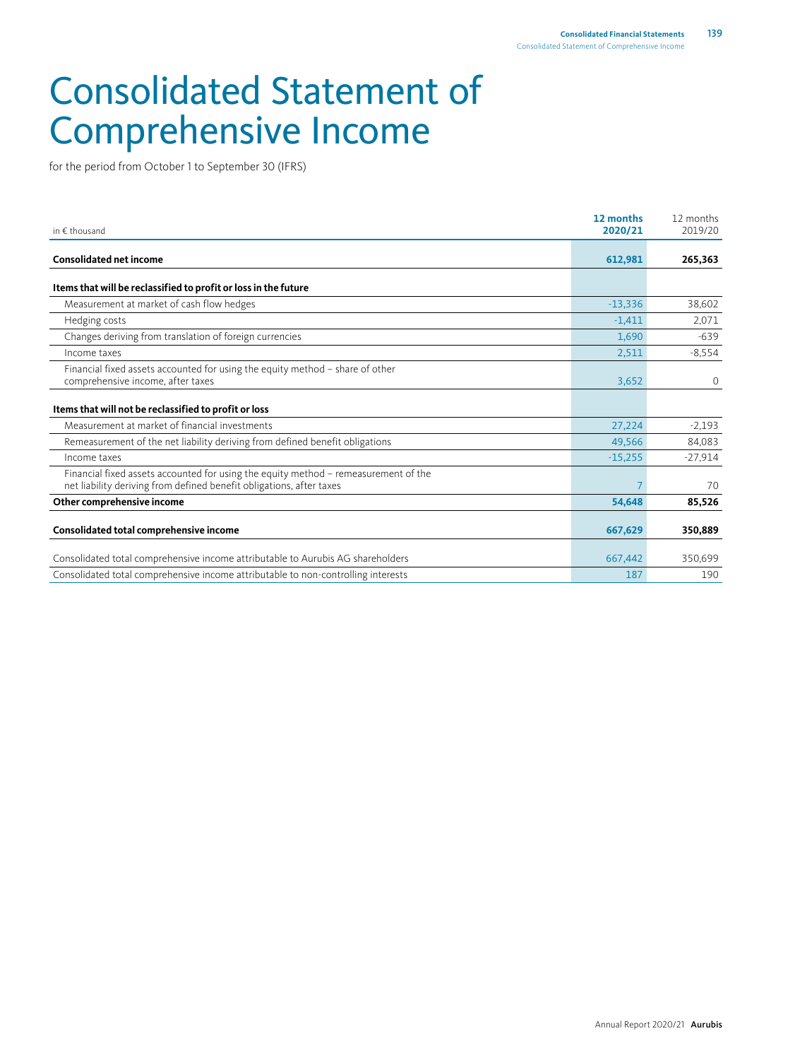# Consolidated Statement of Comprehensive Income

for the period from October 1 to September 30 (IFRS)

| in € thousand | **12 months 2020/21** | 12 months 2019/20 |
|---|---|---|
| **Consolidated net income** | **612,981** | **265,363** |
| **Items that will be reclassified to profit or loss in the future** | | |
| Measurement at market of cash flow hedges | -13,336 | 38,602 |
| Hedging costs | -1,411 | 2,071 |
| Changes deriving from translation of foreign currencies | 1,690 | -639 |
| Income taxes | 2,511 | -8,554 |
| Financial fixed assets accounted for using the equity method – share of other comprehensive income, after taxes | 3,652 | 0 |
| **Items that will not be reclassified to profit or loss** | | |
| Measurement at market of financial investments | 27,224 | -2,193 |
| Remeasurement of the net liability deriving from defined benefit obligations | 49,566 | 84,083 |
| Income taxes | -15,255 | -27,914 |
| Financial fixed assets accounted for using the equity method – remeasurement of the net liability deriving from defined benefit obligations, after taxes | 7 | 70 |
| **Other comprehensive income** | **54,648** | **85,526** |
| **Consolidated total comprehensive income** | **667,629** | **350,889** |
| Consolidated total comprehensive income attributable to Aurubis AG shareholders | 667,442 | 350,699 |
| Consolidated total comprehensive income attributable to non-controlling interests | 187 | 190 |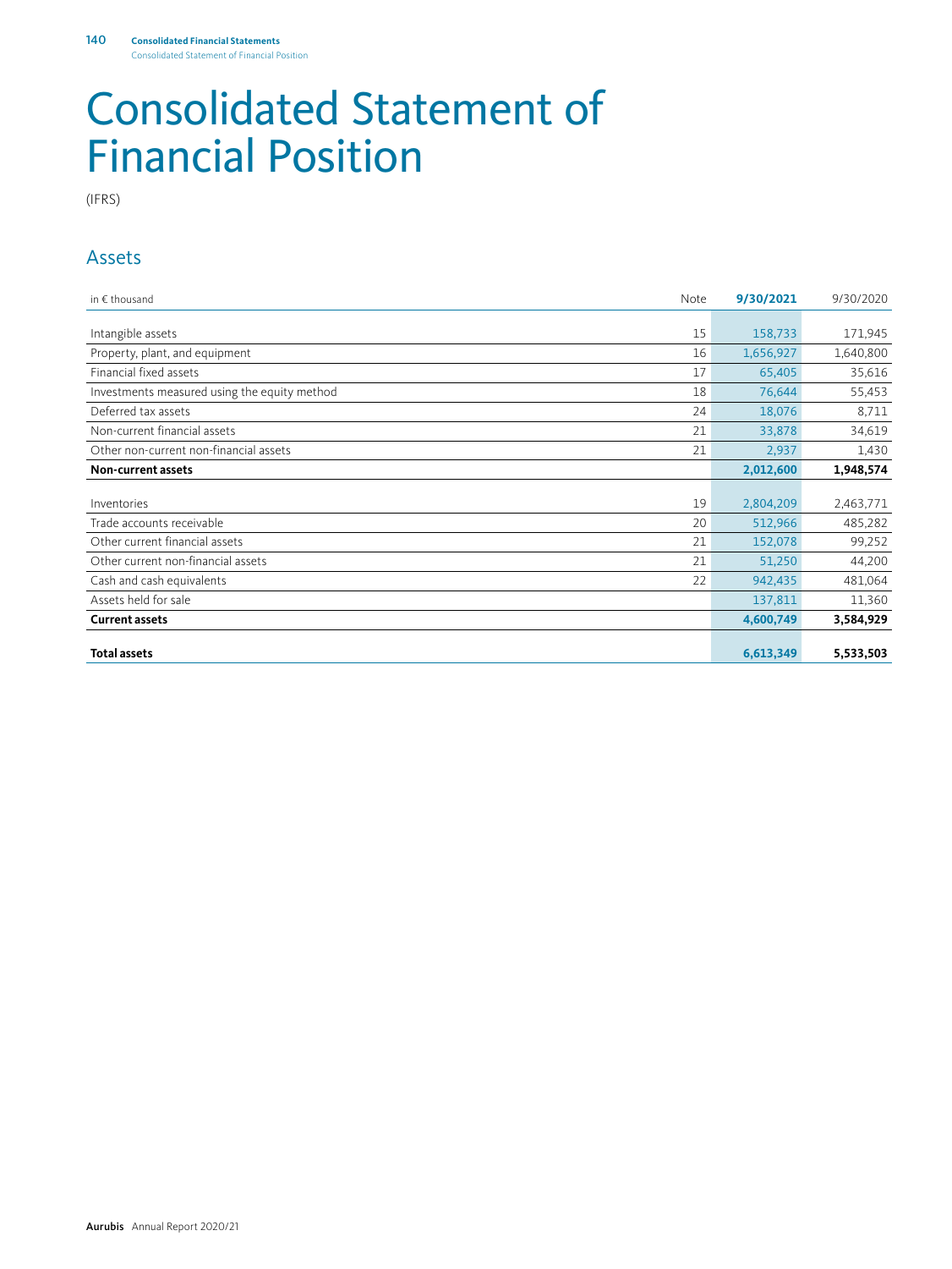# Consolidated Statement of Financial Position

(IFRS)

## Assets

| in € thousand | Note | 9/30/2021 | 9/30/2020 |
|---|---|---|---|
| Intangible assets | 15 | 158,733 | 171,945 |
| Property, plant, and equipment | 16 | 1,656,927 | 1,640,800 |
| Financial fixed assets | 17 | 65,405 | 35,616 |
| Investments measured using the equity method | 18 | 76,644 | 55,453 |
| Deferred tax assets | 24 | 18,076 | 8,711 |
| Non-current financial assets | 21 | 33,878 | 34,619 |
| Other non-current non-financial assets | 21 | 2,937 | 1,430 |
| **Non-current assets** | | **2,012,600** | **1,948,574** |
| Inventories | 19 | 2,804,209 | 2,463,771 |
| Trade accounts receivable | 20 | 512,966 | 485,282 |
| Other current financial assets | 21 | 152,078 | 99,252 |
| Other current non-financial assets | 21 | 51,250 | 44,200 |
| Cash and cash equivalents | 22 | 942,435 | 481,064 |
| Assets held for sale | | 137,811 | 11,360 |
| **Current assets** | | **4,600,749** | **3,584,929** |
| **Total assets** | | **6,613,349** | **5,533,503** |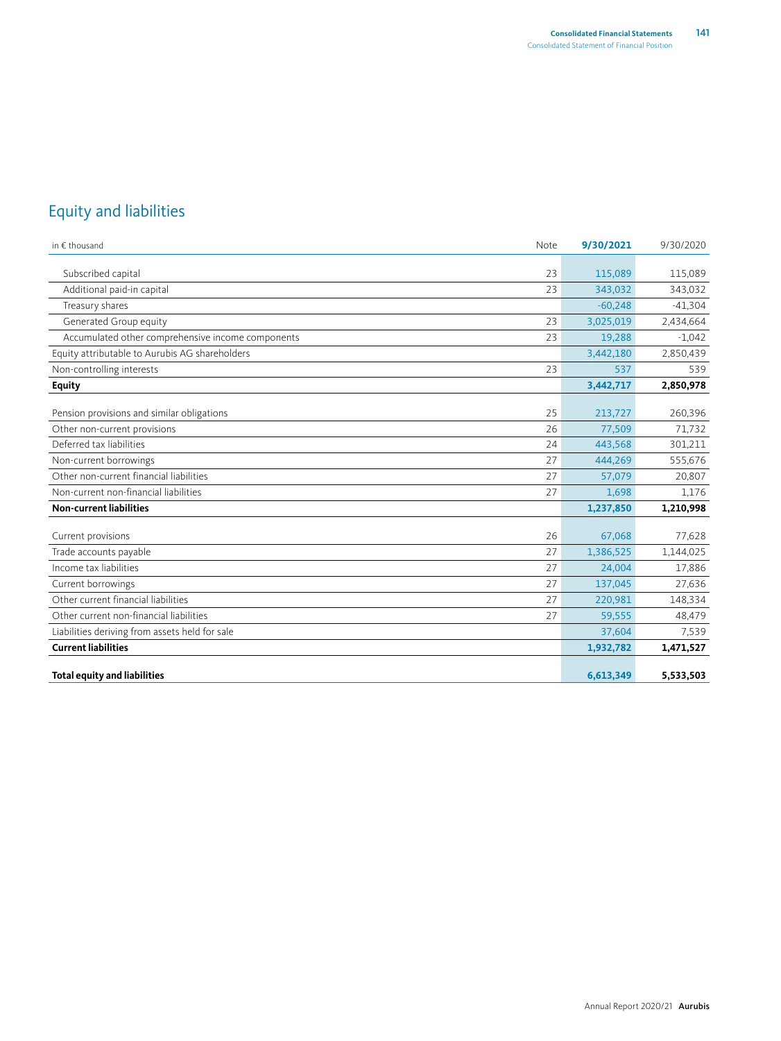## Equity and liabilities

| in € thousand | Note | 9/30/2021 | 9/30/2020 |
|---|---|---|---|
| Subscribed capital | 23 | 115,089 | 115,089 |
| Additional paid-in capital | 23 | 343,032 | 343,032 |
| Treasury shares | | -60,248 | -41,304 |
| Generated Group equity | 23 | 3,025,019 | 2,434,664 |
| Accumulated other comprehensive income components | 23 | 19,288 | -1,042 |
| Equity attributable to Aurubis AG shareholders | | 3,442,180 | 2,850,439 |
| Non-controlling interests | 23 | 537 | 539 |
| **Equity** | | **3,442,717** | **2,850,978** |
| Pension provisions and similar obligations | 25 | 213,727 | 260,396 |
| Other non-current provisions | 26 | 77,509 | 71,732 |
| Deferred tax liabilities | 24 | 443,568 | 301,211 |
| Non-current borrowings | 27 | 444,269 | 555,676 |
| Other non-current financial liabilities | 27 | 57,079 | 20,807 |
| Non-current non-financial liabilities | 27 | 1,698 | 1,176 |
| **Non-current liabilities** | | **1,237,850** | **1,210,998** |
| Current provisions | 26 | 67,068 | 77,628 |
| Trade accounts payable | 27 | 1,386,525 | 1,144,025 |
| Income tax liabilities | 27 | 24,004 | 17,886 |
| Current borrowings | 27 | 137,045 | 27,636 |
| Other current financial liabilities | 27 | 220,981 | 148,334 |
| Other current non-financial liabilities | 27 | 59,555 | 48,479 |
| Liabilities deriving from assets held for sale | | 37,604 | 7,539 |
| **Current liabilities** | | **1,932,782** | **1,471,527** |
| **Total equity and liabilities** | | **6,613,349** | **5,533,503** |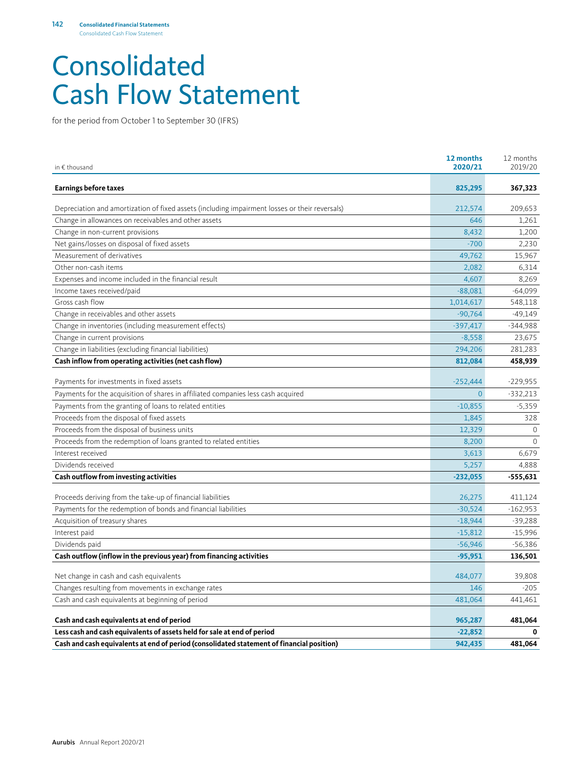# Consolidated Cash Flow Statement

for the period from October 1 to September 30 (IFRS)

| in € thousand | 12 months 2020/21 | 12 months 2019/20 |
|---|---|---|
| **Earnings before taxes** | **825,295** | **367,323** |
| Depreciation and amortization of fixed assets (including impairment losses or their reversals) | 212,574 | 209,653 |
| Change in allowances on receivables and other assets | 646 | 1,261 |
| Change in non-current provisions | 8,432 | 1,200 |
| Net gains/losses on disposal of fixed assets | -700 | 2,230 |
| Measurement of derivatives | 49,762 | 15,967 |
| Other non-cash items | 2,082 | 6,314 |
| Expenses and income included in the financial result | 4,607 | 8,269 |
| Income taxes received/paid | -88,081 | -64,099 |
| Gross cash flow | 1,014,617 | 548,118 |
| Change in receivables and other assets | -90,764 | -49,149 |
| Change in inventories (including measurement effects) | -397,417 | -344,988 |
| Change in current provisions | -8,558 | 23,675 |
| Change in liabilities (excluding financial liabilities) | 294,206 | 281,283 |
| **Cash inflow from operating activities (net cash flow)** | **812,084** | **458,939** |
| Payments for investments in fixed assets | -252,444 | -229,955 |
| Payments for the acquisition of shares in affiliated companies less cash acquired | 0 | -332,213 |
| Payments from the granting of loans to related entities | -10,855 | -5,359 |
| Proceeds from the disposal of fixed assets | 1,845 | 328 |
| Proceeds from the disposal of business units | 12,329 | 0 |
| Proceeds from the redemption of loans granted to related entities | 8,200 | 0 |
| Interest received | 3,613 | 6,679 |
| Dividends received | 5,257 | 4,888 |
| **Cash outflow from investing activities** | **-232,055** | **-555,631** |
| Proceeds deriving from the take-up of financial liabilities | 26,275 | 411,124 |
| Payments for the redemption of bonds and financial liabilities | -30,524 | -162,953 |
| Acquisition of treasury shares | -18,944 | -39,288 |
| Interest paid | -15,812 | -15,996 |
| Dividends paid | -56,946 | -56,386 |
| **Cash outflow (inflow in the previous year) from financing activities** | **-95,951** | **136,501** |
| Net change in cash and cash equivalents | 484,077 | 39,808 |
| Changes resulting from movements in exchange rates | 146 | -205 |
| Cash and cash equivalents at beginning of period | 481,064 | 441,461 |
| **Cash and cash equivalents at end of period** | **965,287** | **481,064** |
| **Less cash and cash equivalents of assets held for sale at end of period** | **-22,852** | **0** |
| **Cash and cash equivalents at end of period (consolidated statement of financial position)** | **942,435** | **481,064** |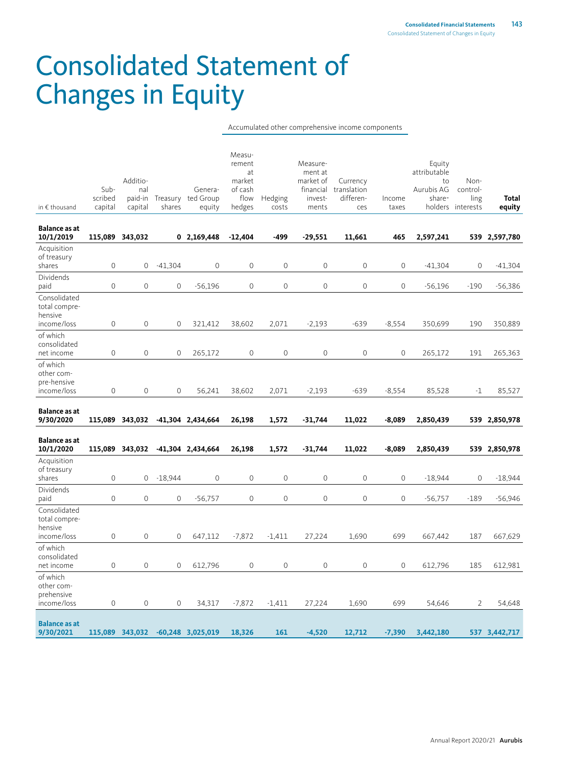# Consolidated Statement of Changes in Equity

| in € thousand | Subscribed capital | Additional paid-in capital | Treasury shares | Generated Group equity | Accumulated other comprehensive income components | | | | | Equity attributable to Aurubis AG shareholders | Non-controlling interests | **Total equity** |
|---|---|---|---|---|---|---|---|---|---|---|---|---|
| | | | | | Measurement at market of cash flow hedges | Hedging costs | Measurement at market of financial investments | Currency translation differences | Income taxes | | | |
| **Balance as at 10/1/2019** | **115,089** | **343,032** | **0** | **2,169,448** | **-12,404** | **-499** | **-29,551** | **11,661** | **465** | **2,597,241** | **539** | **2,597,780** |
| Acquisition of treasury shares | 0 | 0 | -41,304 | 0 | 0 | 0 | 0 | 0 | 0 | -41,304 | 0 | -41,304 |
| Dividends paid | 0 | 0 | 0 | -56,196 | 0 | 0 | 0 | 0 | 0 | -56,196 | -190 | -56,386 |
| Consolidated total comprehensive income/loss | 0 | 0 | 0 | 321,412 | 38,602 | 2,071 | -2,193 | -639 | -8,554 | 350,699 | 190 | 350,889 |
| of which consolidated net income | 0 | 0 | 0 | 265,172 | 0 | 0 | 0 | 0 | 0 | 265,172 | 191 | 265,363 |
| of which other com-pre-hensive income/loss | 0 | 0 | 0 | 56,241 | 38,602 | 2,071 | -2,193 | -639 | -8,554 | 85,528 | -1 | 85,527 |
| **Balance as at 9/30/2020** | **115,089** | **343,032** | **-41,304** | **2,434,664** | **26,198** | **1,572** | **-31,744** | **11,022** | **-8,089** | **2,850,439** | **539** | **2,850,978** |
| **Balance as at 10/1/2020** | **115,089** | **343,032** | **-41,304** | **2,434,664** | **26,198** | **1,572** | **-31,744** | **11,022** | **-8,089** | **2,850,439** | **539** | **2,850,978** |
| Acquisition of treasury shares | 0 | 0 | -18,944 | 0 | 0 | 0 | 0 | 0 | 0 | -18,944 | 0 | -18,944 |
| Dividends paid | 0 | 0 | 0 | -56,757 | 0 | 0 | 0 | 0 | 0 | -56,757 | -189 | -56,946 |
| Consolidated total comprehensive income/loss | 0 | 0 | 0 | 647,112 | -7,872 | -1,411 | 27,224 | 1,690 | 699 | 667,442 | 187 | 667,629 |
| of which consolidated net income | 0 | 0 | 0 | 612,796 | 0 | 0 | 0 | 0 | 0 | 612,796 | 185 | 612,981 |
| of which other comprehensive income/loss | 0 | 0 | 0 | 34,317 | -7,872 | -1,411 | 27,224 | 1,690 | 699 | 54,646 | 2 | 54,648 |
| **Balance as at 9/30/2021** | **115,089** | **343,032** | **-60,248** | **3,025,019** | **18,326** | **161** | **-4,520** | **12,712** | **-7,390** | **3,442,180** | **537** | **3,442,717** |